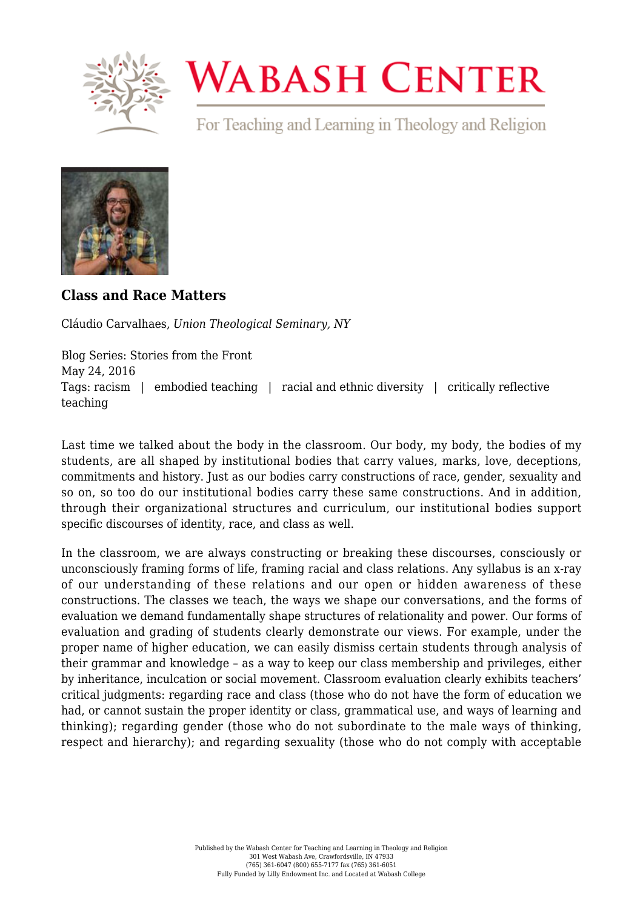## Class and Race Matters

Cláudio Carvalhaes, *Union Theological Seminary, NY*

Blog Series: Stories from the Front
May 24, 2016
Tags: racism | embodied teaching | racial and ethnic diversity | critically reflective teaching

Last time we talked about the body in the classroom. Our body, my body, the bodies of my students, are all shaped by institutional bodies that carry values, marks, love, deceptions, commitments and history. Just as our bodies carry constructions of race, gender, sexuality and so on, so too do our institutional bodies carry these same constructions. And in addition, through their organizational structures and curriculum, our institutional bodies support specific discourses of identity, race, and class as well.

In the classroom, we are always constructing or breaking these discourses, consciously or unconsciously framing forms of life, framing racial and class relations. Any syllabus is an x-ray of our understanding of these relations and our open or hidden awareness of these constructions. The classes we teach, the ways we shape our conversations, and the forms of evaluation we demand fundamentally shape structures of relationality and power. Our forms of evaluation and grading of students clearly demonstrate our views. For example, under the proper name of higher education, we can easily dismiss certain students through analysis of their grammar and knowledge – as a way to keep our class membership and privileges, either by inheritance, inculcation or social movement. Classroom evaluation clearly exhibits teachers' critical judgments: regarding race and class (those who do not have the form of education we had, or cannot sustain the proper identity or class, grammatical use, and ways of learning and thinking); regarding gender (those who do not subordinate to the male ways of thinking, respect and hierarchy); and regarding sexuality (those who do not comply with acceptable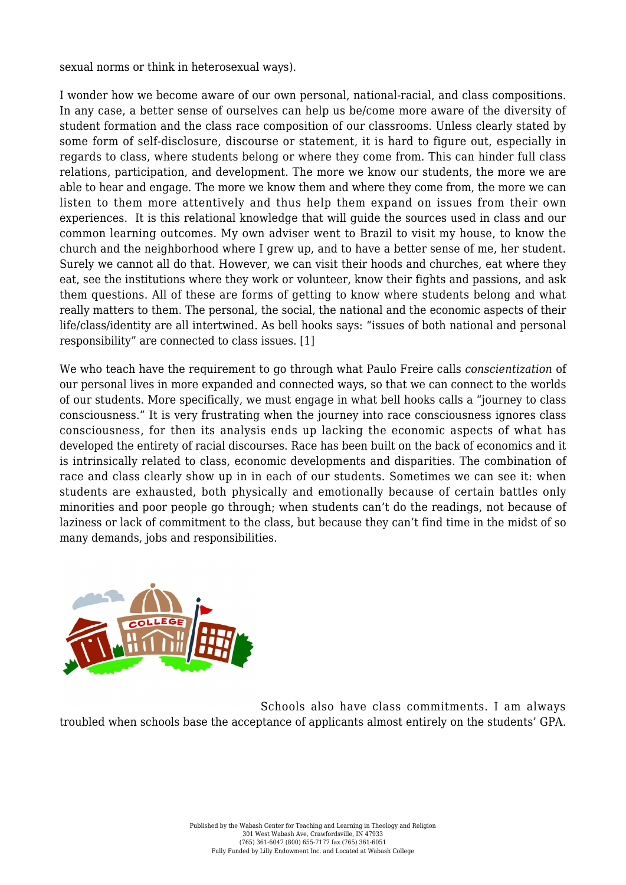sexual norms or think in heterosexual ways).

I wonder how we become aware of our own personal, national-racial, and class compositions. In any case, a better sense of ourselves can help us be/come more aware of the diversity of student formation and the class race composition of our classrooms. Unless clearly stated by some form of self-disclosure, discourse or statement, it is hard to figure out, especially in regards to class, where students belong or where they come from. This can hinder full class relations, participation, and development. The more we know our students, the more we are able to hear and engage. The more we know them and where they come from, the more we can listen to them more attentively and thus help them expand on issues from their own experiences. It is this relational knowledge that will guide the sources used in class and our common learning outcomes. My own adviser went to Brazil to visit my house, to know the church and the neighborhood where I grew up, and to have a better sense of me, her student. Surely we cannot all do that. However, we can visit their hoods and churches, eat where they eat, see the institutions where they work or volunteer, know their fights and passions, and ask them questions. All of these are forms of getting to know where students belong and what really matters to them. The personal, the social, the national and the economic aspects of their life/class/identity are all intertwined. As bell hooks says: "issues of both national and personal responsibility" are connected to class issues. [1]

We who teach have the requirement to go through what Paulo Freire calls *conscientization* of our personal lives in more expanded and connected ways, so that we can connect to the worlds of our students. More specifically, we must engage in what bell hooks calls a "journey to class consciousness." It is very frustrating when the journey into race consciousness ignores class consciousness, for then its analysis ends up lacking the economic aspects of what has developed the entirety of racial discourses. Race has been built on the back of economics and it is intrinsically related to class, economic developments and disparities. The combination of race and class clearly show up in in each of our students. Sometimes we can see it: when students are exhausted, both physically and emotionally because of certain battles only minorities and poor people go through; when students can't do the readings, not because of laziness or lack of commitment to the class, but because they can't find time in the midst of so many demands, jobs and responsibilities.

Schools also have class commitments. I am always troubled when schools base the acceptance of applicants almost entirely on the students' GPA.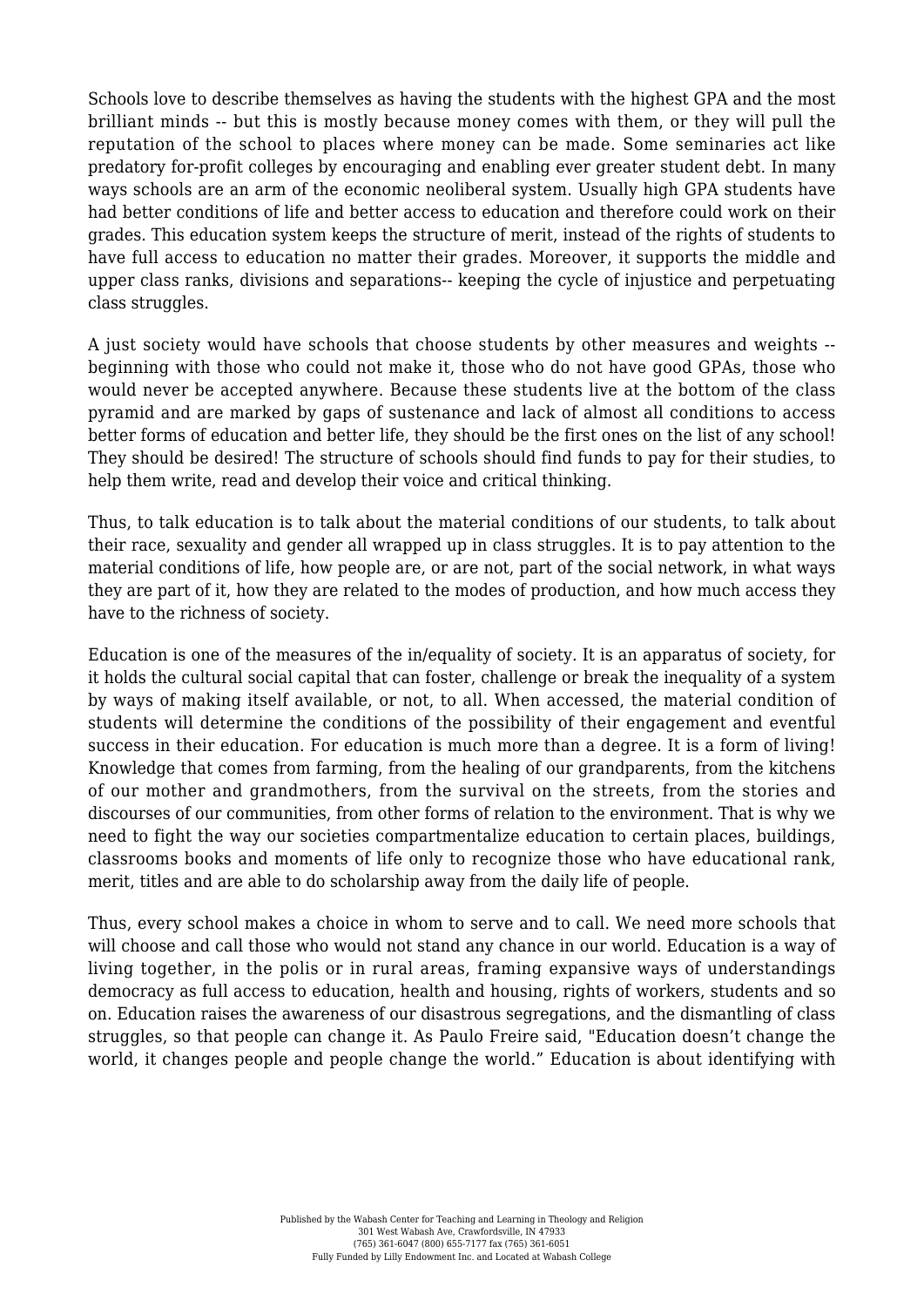Schools love to describe themselves as having the students with the highest GPA and the most brilliant minds -- but this is mostly because money comes with them, or they will pull the reputation of the school to places where money can be made. Some seminaries act like predatory for-profit colleges by encouraging and enabling ever greater student debt. In many ways schools are an arm of the economic neoliberal system. Usually high GPA students have had better conditions of life and better access to education and therefore could work on their grades. This education system keeps the structure of merit, instead of the rights of students to have full access to education no matter their grades. Moreover, it supports the middle and upper class ranks, divisions and separations-- keeping the cycle of injustice and perpetuating class struggles.

A just society would have schools that choose students by other measures and weights -- beginning with those who could not make it, those who do not have good GPAs, those who would never be accepted anywhere. Because these students live at the bottom of the class pyramid and are marked by gaps of sustenance and lack of almost all conditions to access better forms of education and better life, they should be the first ones on the list of any school! They should be desired! The structure of schools should find funds to pay for their studies, to help them write, read and develop their voice and critical thinking.

Thus, to talk education is to talk about the material conditions of our students, to talk about their race, sexuality and gender all wrapped up in class struggles. It is to pay attention to the material conditions of life, how people are, or are not, part of the social network, in what ways they are part of it, how they are related to the modes of production, and how much access they have to the richness of society.

Education is one of the measures of the in/equality of society. It is an apparatus of society, for it holds the cultural social capital that can foster, challenge or break the inequality of a system by ways of making itself available, or not, to all. When accessed, the material condition of students will determine the conditions of the possibility of their engagement and eventful success in their education. For education is much more than a degree. It is a form of living! Knowledge that comes from farming, from the healing of our grandparents, from the kitchens of our mother and grandmothers, from the survival on the streets, from the stories and discourses of our communities, from other forms of relation to the environment. That is why we need to fight the way our societies compartmentalize education to certain places, buildings, classrooms books and moments of life only to recognize those who have educational rank, merit, titles and are able to do scholarship away from the daily life of people.

Thus, every school makes a choice in whom to serve and to call. We need more schools that will choose and call those who would not stand any chance in our world. Education is a way of living together, in the polis or in rural areas, framing expansive ways of understandings democracy as full access to education, health and housing, rights of workers, students and so on. Education raises the awareness of our disastrous segregations, and the dismantling of class struggles, so that people can change it. As Paulo Freire said, "Education doesn't change the world, it changes people and people change the world." Education is about identifying with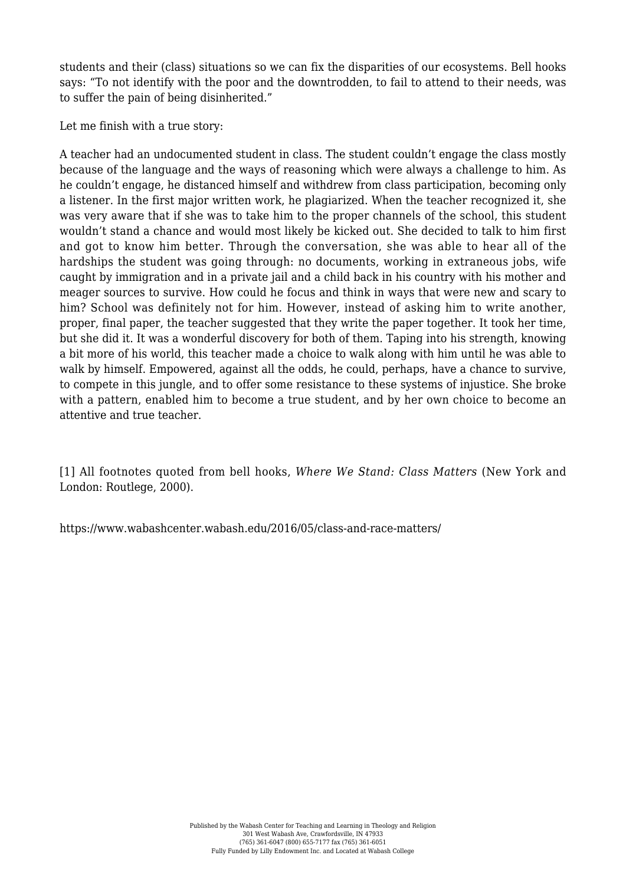students and their (class) situations so we can fix the disparities of our ecosystems. Bell hooks says: "To not identify with the poor and the downtrodden, to fail to attend to their needs, was to suffer the pain of being disinherited."

Let me finish with a true story:

A teacher had an undocumented student in class. The student couldn't engage the class mostly because of the language and the ways of reasoning which were always a challenge to him. As he couldn't engage, he distanced himself and withdrew from class participation, becoming only a listener. In the first major written work, he plagiarized. When the teacher recognized it, she was very aware that if she was to take him to the proper channels of the school, this student wouldn't stand a chance and would most likely be kicked out. She decided to talk to him first and got to know him better. Through the conversation, she was able to hear all of the hardships the student was going through: no documents, working in extraneous jobs, wife caught by immigration and in a private jail and a child back in his country with his mother and meager sources to survive. How could he focus and think in ways that were new and scary to him? School was definitely not for him. However, instead of asking him to write another, proper, final paper, the teacher suggested that they write the paper together. It took her time, but she did it. It was a wonderful discovery for both of them. Taping into his strength, knowing a bit more of his world, this teacher made a choice to walk along with him until he was able to walk by himself. Empowered, against all the odds, he could, perhaps, have a chance to survive, to compete in this jungle, and to offer some resistance to these systems of injustice. She broke with a pattern, enabled him to become a true student, and by her own choice to become an attentive and true teacher.

[1] All footnotes quoted from bell hooks, *Where We Stand: Class Matters* (New York and London: Routlege, 2000).

https://www.wabashcenter.wabash.edu/2016/05/class-and-race-matters/